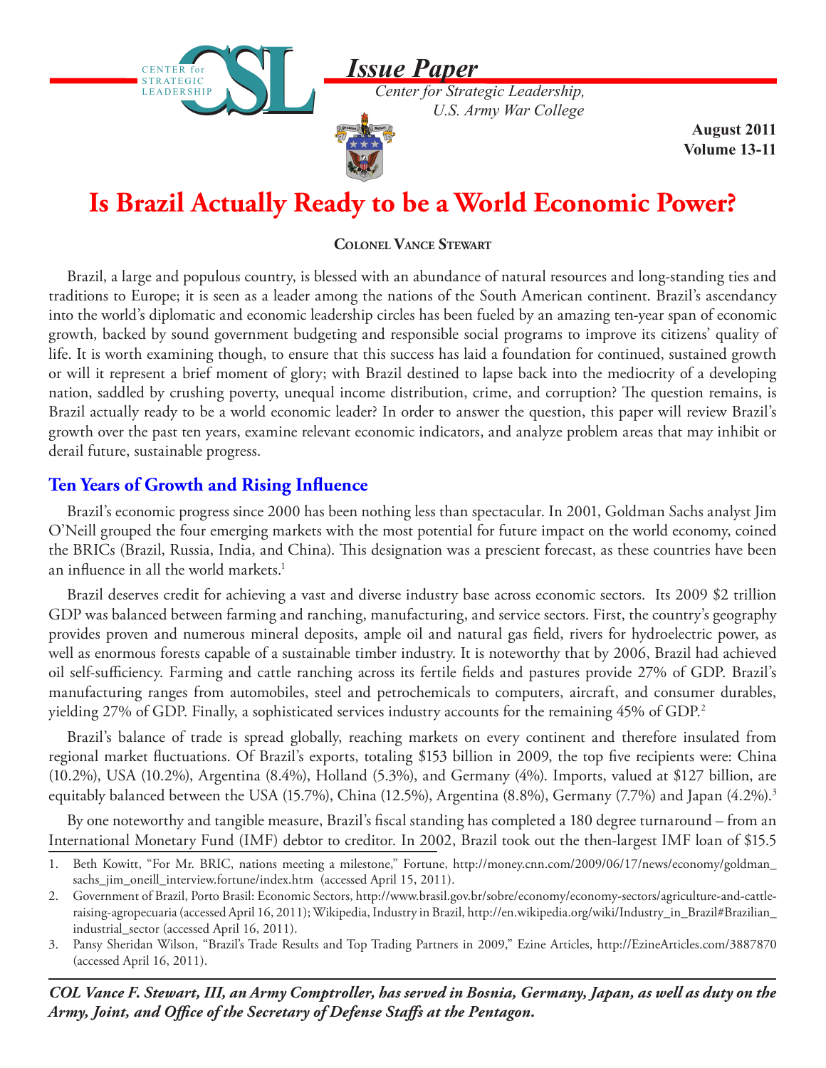*Issue Paper*

*Center for Strategic Leadership, U.S. Army War College*

**August 2011**
**Volume 13-11**

# Is Brazil Actually Ready to be a World Economic Power?

**Colonel Vance Stewart**

Brazil, a large and populous country, is blessed with an abundance of natural resources and long-standing ties and traditions to Europe; it is seen as a leader among the nations of the South American continent. Brazil's ascendancy into the world's diplomatic and economic leadership circles has been fueled by an amazing ten-year span of economic growth, backed by sound government budgeting and responsible social programs to improve its citizens' quality of life. It is worth examining though, to ensure that this success has laid a foundation for continued, sustained growth or will it represent a brief moment of glory; with Brazil destined to lapse back into the mediocrity of a developing nation, saddled by crushing poverty, unequal income distribution, crime, and corruption? The question remains, is Brazil actually ready to be a world economic leader? In order to answer the question, this paper will review Brazil's growth over the past ten years, examine relevant economic indicators, and analyze problem areas that may inhibit or derail future, sustainable progress.

## Ten Years of Growth and Rising Influence

Brazil's economic progress since 2000 has been nothing less than spectacular. In 2001, Goldman Sachs analyst Jim O'Neill grouped the four emerging markets with the most potential for future impact on the world economy, coined the BRICs (Brazil, Russia, India, and China). This designation was a prescient forecast, as these countries have been an influence in all the world markets.[1]

Brazil deserves credit for achieving a vast and diverse industry base across economic sectors. Its 2009 $2 trillion GDP was balanced between farming and ranching, manufacturing, and service sectors. First, the country's geography provides proven and numerous mineral deposits, ample oil and natural gas field, rivers for hydroelectric power, as well as enormous forests capable of a sustainable timber industry. It is noteworthy that by 2006, Brazil had achieved oil self-sufficiency. Farming and cattle ranching across its fertile fields and pastures provide 27% of GDP. Brazil's manufacturing ranges from automobiles, steel and petrochemicals to computers, aircraft, and consumer durables, yielding 27% of GDP. Finally, a sophisticated services industry accounts for the remaining 45% of GDP.[2]

Brazil's balance of trade is spread globally, reaching markets on every continent and therefore insulated from regional market fluctuations. Of Brazil's exports, totaling $153 billion in 2009, the top five recipients were: China (10.2%), USA (10.2%), Argentina (8.4%), Holland (5.3%), and Germany (4%). Imports, valued at $127 billion, are equitably balanced between the USA (15.7%), China (12.5%), Argentina (8.8%), Germany (7.7%) and Japan (4.2%).[3]

By one noteworthy and tangible measure, Brazil's fiscal standing has completed a 180 degree turnaround – from an International Monetary Fund (IMF) debtor to creditor. In 2002, Brazil took out the then-largest IMF loan of $15.5

1. Beth Kowitt, "For Mr. BRIC, nations meeting a milestone," Fortune, http://money.cnn.com/2009/06/17/news/economy/goldman_sachs_jim_oneill_interview.fortune/index.htm (accessed April 15, 2011).
2. Government of Brazil, Porto Brasil: Economic Sectors, http://www.brasil.gov.br/sobre/economy/economy-sectors/agriculture-and-cattle-raising-agropecuaria (accessed April 16, 2011); Wikipedia, Industry in Brazil, http://en.wikipedia.org/wiki/Industry_in_Brazil#Brazilian_industrial_sector (accessed April 16, 2011).
3. Pansy Sheridan Wilson, "Brazil's Trade Results and Top Trading Partners in 2009," Ezine Articles, http://EzineArticles.com/3887870 (accessed April 16, 2011).

***COL Vance F. Stewart, III, an Army Comptroller, has served in Bosnia, Germany, Japan, as well as duty on the Army, Joint, and Office of the Secretary of Defense Staffs at the Pentagon.***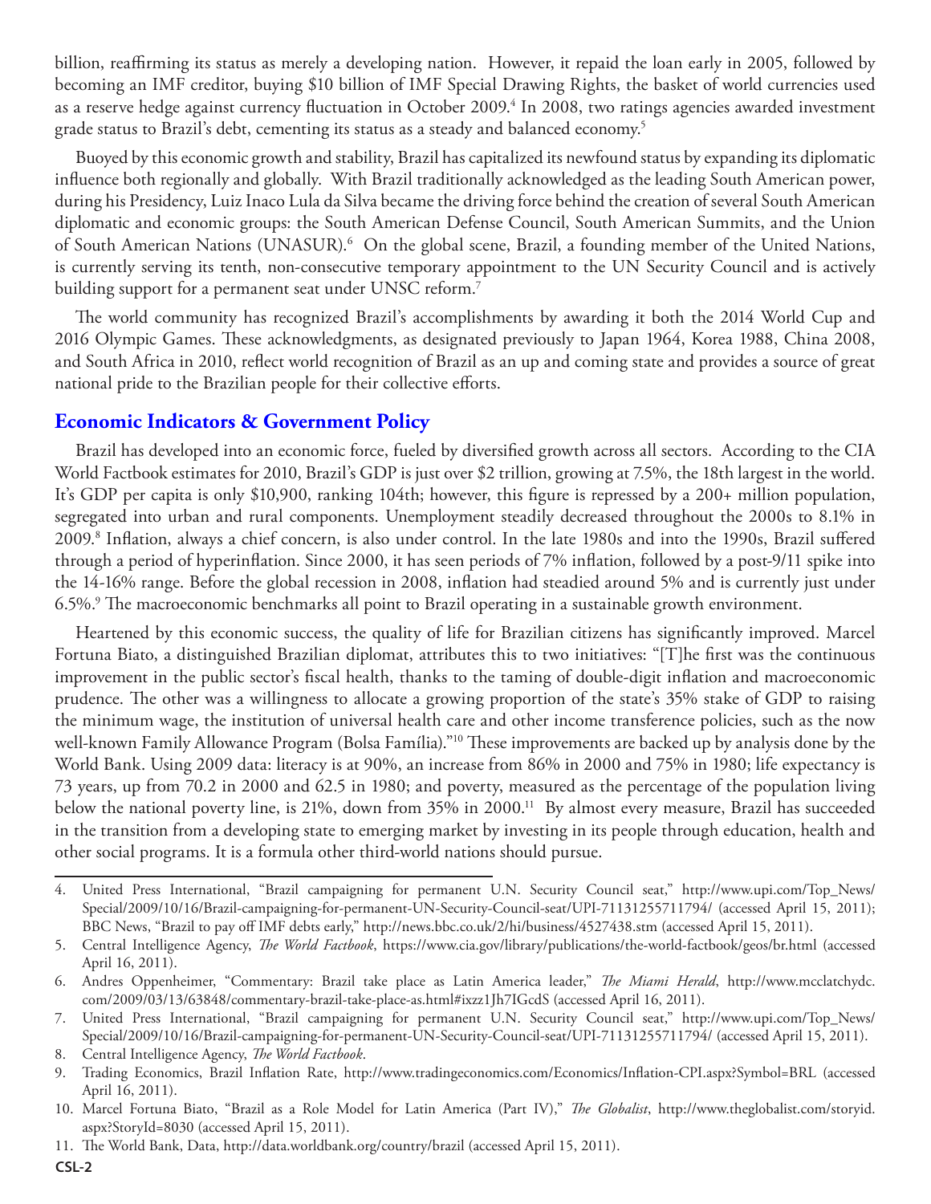billion, reaffirming its status as merely a developing nation. However, it repaid the loan early in 2005, followed by becoming an IMF creditor, buying $10 billion of IMF Special Drawing Rights, the basket of world currencies used as a reserve hedge against currency fluctuation in October 2009.[4] In 2008, two ratings agencies awarded investment grade status to Brazil's debt, cementing its status as a steady and balanced economy.[5]

Buoyed by this economic growth and stability, Brazil has capitalized its newfound status by expanding its diplomatic influence both regionally and globally. With Brazil traditionally acknowledged as the leading South American power, during his Presidency, Luiz Inaco Lula da Silva became the driving force behind the creation of several South American diplomatic and economic groups: the South American Defense Council, South American Summits, and the Union of South American Nations (UNASUR).[6] On the global scene, Brazil, a founding member of the United Nations, is currently serving its tenth, non-consecutive temporary appointment to the UN Security Council and is actively building support for a permanent seat under UNSC reform.[7]

The world community has recognized Brazil's accomplishments by awarding it both the 2014 World Cup and 2016 Olympic Games. These acknowledgments, as designated previously to Japan 1964, Korea 1988, China 2008, and South Africa in 2010, reflect world recognition of Brazil as an up and coming state and provides a source of great national pride to the Brazilian people for their collective efforts.

## Economic Indicators & Government Policy

Brazil has developed into an economic force, fueled by diversified growth across all sectors. According to the CIA World Factbook estimates for 2010, Brazil's GDP is just over $2 trillion, growing at 7.5%, the 18th largest in the world. It's GDP per capita is only $10,900, ranking 104th; however, this figure is repressed by a 200+ million population, segregated into urban and rural components. Unemployment steadily decreased throughout the 2000s to 8.1% in 2009.[8] Inflation, always a chief concern, is also under control. In the late 1980s and into the 1990s, Brazil suffered through a period of hyperinflation. Since 2000, it has seen periods of 7% inflation, followed by a post-9/11 spike into the 14-16% range. Before the global recession in 2008, inflation had steadied around 5% and is currently just under 6.5%.[9] The macroeconomic benchmarks all point to Brazil operating in a sustainable growth environment.

Heartened by this economic success, the quality of life for Brazilian citizens has significantly improved. Marcel Fortuna Biato, a distinguished Brazilian diplomat, attributes this to two initiatives: "[T]he first was the continuous improvement in the public sector's fiscal health, thanks to the taming of double-digit inflation and macroeconomic prudence. The other was a willingness to allocate a growing proportion of the state's 35% stake of GDP to raising the minimum wage, the institution of universal health care and other income transference policies, such as the now well-known Family Allowance Program (Bolsa Família)."[10] These improvements are backed up by analysis done by the World Bank. Using 2009 data: literacy is at 90%, an increase from 86% in 2000 and 75% in 1980; life expectancy is 73 years, up from 70.2 in 2000 and 62.5 in 1980; and poverty, measured as the percentage of the population living below the national poverty line, is 21%, down from 35% in 2000.[11] By almost every measure, Brazil has succeeded in the transition from a developing state to emerging market by investing in its people through education, health and other social programs. It is a formula other third-world nations should pursue.

---

4. United Press International, "Brazil campaigning for permanent U.N. Security Council seat," http://www.upi.com/Top_News/Special/2009/10/16/Brazil-campaigning-for-permanent-UN-Security-Council-seat/UPI-71131255711794/ (accessed April 15, 2011); BBC News, "Brazil to pay off IMF debts early," http://news.bbc.co.uk/2/hi/business/4527438.stm (accessed April 15, 2011).
5. Central Intelligence Agency, *The World Factbook*, https://www.cia.gov/library/publications/the-world-factbook/geos/br.html (accessed April 16, 2011).
6. Andres Oppenheimer, "Commentary: Brazil take place as Latin America leader," *The Miami Herald*, http://www.mcclatchydc.com/2009/03/13/63848/commentary-brazil-take-place-as.html#ixzz1Jh7IGcdS (accessed April 16, 2011).
7. United Press International, "Brazil campaigning for permanent U.N. Security Council seat," http://www.upi.com/Top_News/Special/2009/10/16/Brazil-campaigning-for-permanent-UN-Security-Council-seat/UPI-71131255711794/ (accessed April 15, 2011).
8. Central Intelligence Agency, *The World Factbook*.
9. Trading Economics, Brazil Inflation Rate, http://www.tradingeconomics.com/Economics/Inflation-CPI.aspx?Symbol=BRL (accessed April 16, 2011).
10. Marcel Fortuna Biato, "Brazil as a Role Model for Latin America (Part IV)," *The Globalist*, http://www.theglobalist.com/storyid.aspx?StoryId=8030 (accessed April 15, 2011).
11. The World Bank, Data, http://data.worldbank.org/country/brazil (accessed April 15, 2011).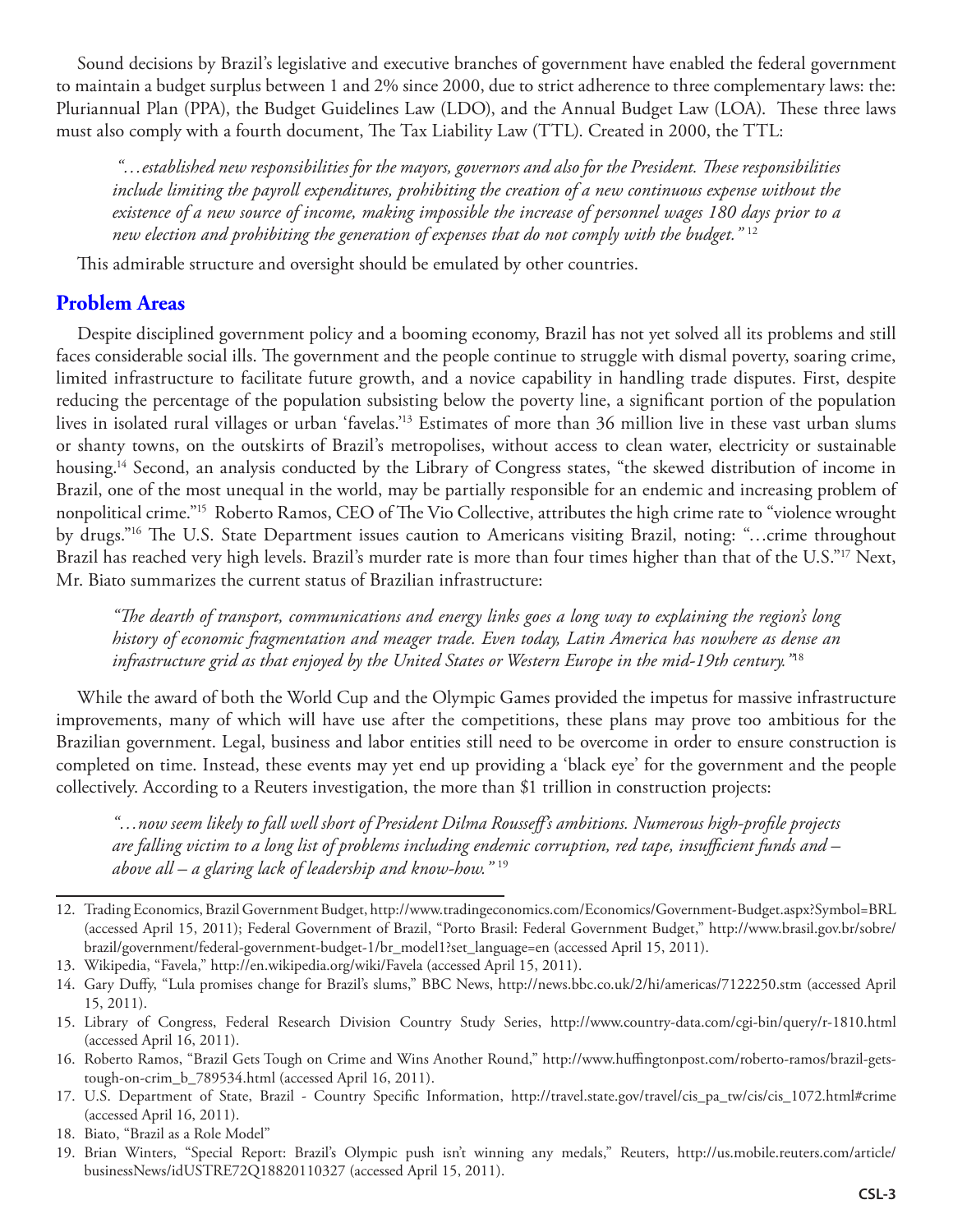Sound decisions by Brazil's legislative and executive branches of government have enabled the federal government to maintain a budget surplus between 1 and 2% since 2000, due to strict adherence to three complementary laws: the: Pluriannual Plan (PPA), the Budget Guidelines Law (LDO), and the Annual Budget Law (LOA). These three laws must also comply with a fourth document, The Tax Liability Law (TTL). Created in 2000, the TTL:

> *"…established new responsibilities for the mayors, governors and also for the President. These responsibilities include limiting the payroll expenditures, prohibiting the creation of a new continuous expense without the existence of a new source of income, making impossible the increase of personnel wages 180 days prior to a new election and prohibiting the generation of expenses that do not comply with the budget."* [12]

This admirable structure and oversight should be emulated by other countries.

## Problem Areas

Despite disciplined government policy and a booming economy, Brazil has not yet solved all its problems and still faces considerable social ills. The government and the people continue to struggle with dismal poverty, soaring crime, limited infrastructure to facilitate future growth, and a novice capability in handling trade disputes. First, despite reducing the percentage of the population subsisting below the poverty line, a significant portion of the population lives in isolated rural villages or urban 'favelas.'[13] Estimates of more than 36 million live in these vast urban slums or shanty towns, on the outskirts of Brazil's metropolises, without access to clean water, electricity or sustainable housing.[14] Second, an analysis conducted by the Library of Congress states, "the skewed distribution of income in Brazil, one of the most unequal in the world, may be partially responsible for an endemic and increasing problem of nonpolitical crime."[15] Roberto Ramos, CEO of The Vio Collective, attributes the high crime rate to "violence wrought by drugs."[16] The U.S. State Department issues caution to Americans visiting Brazil, noting: "…crime throughout Brazil has reached very high levels. Brazil's murder rate is more than four times higher than that of the U.S."[17] Next, Mr. Biato summarizes the current status of Brazilian infrastructure:

> *"The dearth of transport, communications and energy links goes a long way to explaining the region's long history of economic fragmentation and meager trade. Even today, Latin America has nowhere as dense an infrastructure grid as that enjoyed by the United States or Western Europe in the mid-19th century."*[18]

While the award of both the World Cup and the Olympic Games provided the impetus for massive infrastructure improvements, many of which will have use after the competitions, these plans may prove too ambitious for the Brazilian government. Legal, business and labor entities still need to be overcome in order to ensure construction is completed on time. Instead, these events may yet end up providing a 'black eye' for the government and the people collectively. According to a Reuters investigation, the more than $1 trillion in construction projects:

> *"…now seem likely to fall well short of President Dilma Rousseff's ambitions. Numerous high-profile projects are falling victim to a long list of problems including endemic corruption, red tape, insufficient funds and – above all – a glaring lack of leadership and know-how."* [19]

---

12. Trading Economics, Brazil Government Budget, http://www.tradingeconomics.com/Economics/Government-Budget.aspx?Symbol=BRL (accessed April 15, 2011); Federal Government of Brazil, "Porto Brasil: Federal Government Budget," http://www.brasil.gov.br/sobre/brazil/government/federal-government-budget-1/br_model1?set_language=en (accessed April 15, 2011).
13. Wikipedia, "Favela," http://en.wikipedia.org/wiki/Favela (accessed April 15, 2011).
14. Gary Duffy, "Lula promises change for Brazil's slums," BBC News, http://news.bbc.co.uk/2/hi/americas/7122250.stm (accessed April 15, 2011).
15. Library of Congress, Federal Research Division Country Study Series, http://www.country-data.com/cgi-bin/query/r-1810.html (accessed April 16, 2011).
16. Roberto Ramos, "Brazil Gets Tough on Crime and Wins Another Round," http://www.huffingtonpost.com/roberto-ramos/brazil-gets-tough-on-crim_b_789534.html (accessed April 16, 2011).
17. U.S. Department of State, Brazil - Country Specific Information, http://travel.state.gov/travel/cis_pa_tw/cis/cis_1072.html#crime (accessed April 16, 2011).
18. Biato, "Brazil as a Role Model"
19. Brian Winters, "Special Report: Brazil's Olympic push isn't winning any medals," Reuters, http://us.mobile.reuters.com/article/businessNews/idUSTRE72Q18820110327 (accessed April 15, 2011).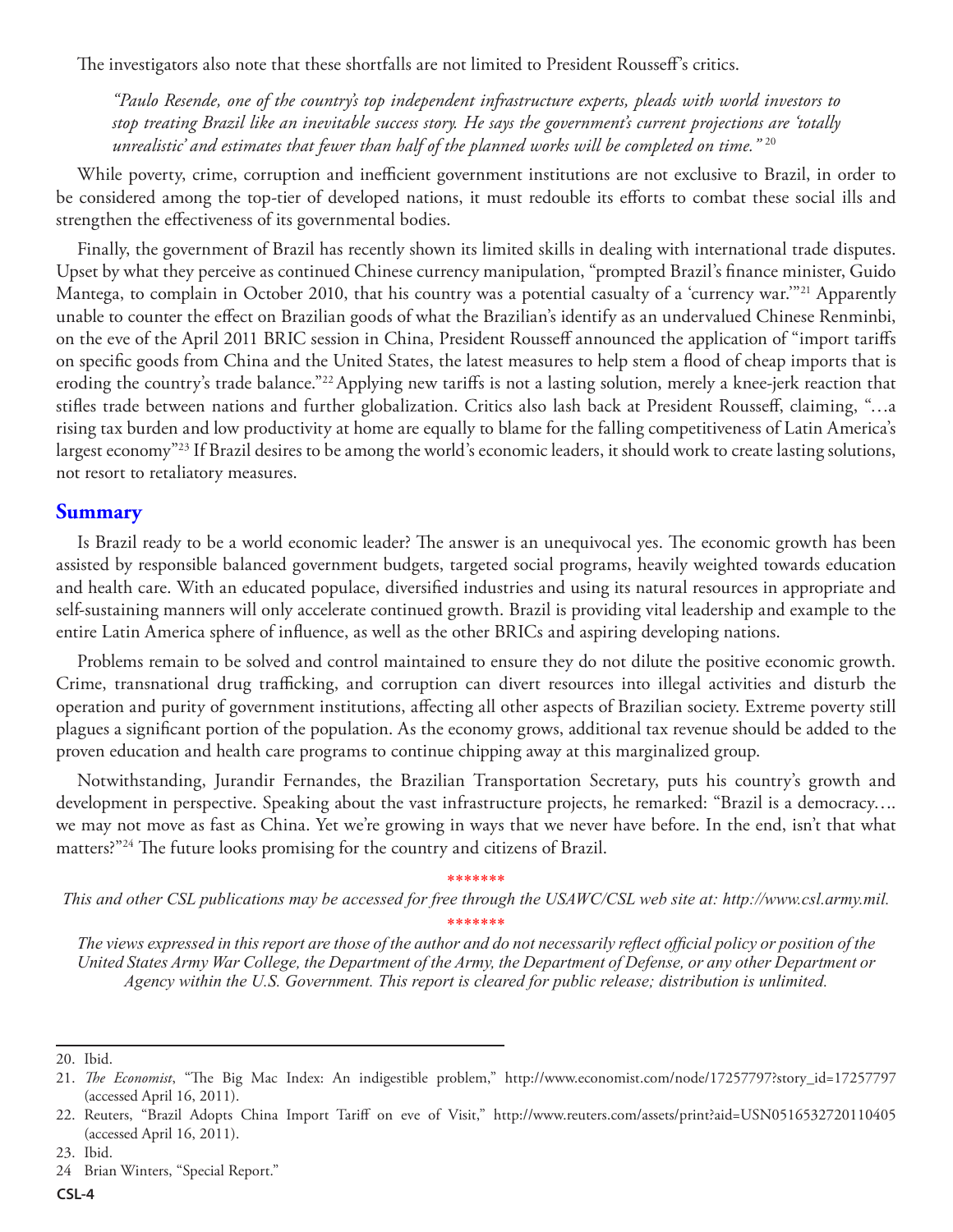The investigators also note that these shortfalls are not limited to President Rousseff's critics.

> *"Paulo Resende, one of the country's top independent infrastructure experts, pleads with world investors to stop treating Brazil like an inevitable success story. He says the government's current projections are 'totally unrealistic' and estimates that fewer than half of the planned works will be completed on time."* [20]

While poverty, crime, corruption and inefficient government institutions are not exclusive to Brazil, in order to be considered among the top-tier of developed nations, it must redouble its efforts to combat these social ills and strengthen the effectiveness of its governmental bodies.

Finally, the government of Brazil has recently shown its limited skills in dealing with international trade disputes. Upset by what they perceive as continued Chinese currency manipulation, "prompted Brazil's finance minister, Guido Mantega, to complain in October 2010, that his country was a potential casualty of a 'currency war.'"[21] Apparently unable to counter the effect on Brazilian goods of what the Brazilian's identify as an undervalued Chinese Renminbi, on the eve of the April 2011 BRIC session in China, President Rousseff announced the application of "import tariffs on specific goods from China and the United States, the latest measures to help stem a flood of cheap imports that is eroding the country's trade balance."[22] Applying new tariffs is not a lasting solution, merely a knee-jerk reaction that stifles trade between nations and further globalization. Critics also lash back at President Rousseff, claiming, "…a rising tax burden and low productivity at home are equally to blame for the falling competitiveness of Latin America's largest economy"[23] If Brazil desires to be among the world's economic leaders, it should work to create lasting solutions, not resort to retaliatory measures.

## Summary

Is Brazil ready to be a world economic leader? The answer is an unequivocal yes. The economic growth has been assisted by responsible balanced government budgets, targeted social programs, heavily weighted towards education and health care. With an educated populace, diversified industries and using its natural resources in appropriate and self-sustaining manners will only accelerate continued growth. Brazil is providing vital leadership and example to the entire Latin America sphere of influence, as well as the other BRICs and aspiring developing nations.

Problems remain to be solved and control maintained to ensure they do not dilute the positive economic growth. Crime, transnational drug trafficking, and corruption can divert resources into illegal activities and disturb the operation and purity of government institutions, affecting all other aspects of Brazilian society. Extreme poverty still plagues a significant portion of the population. As the economy grows, additional tax revenue should be added to the proven education and health care programs to continue chipping away at this marginalized group.

Notwithstanding, Jurandir Fernandes, the Brazilian Transportation Secretary, puts his country's growth and development in perspective. Speaking about the vast infrastructure projects, he remarked: "Brazil is a democracy…. we may not move as fast as China. Yet we're growing in ways that we never have before. In the end, isn't that what matters?"[24] The future looks promising for the country and citizens of Brazil.

\*\*\*\*\*\*\*

*This and other CSL publications may be accessed for free through the USAWC/CSL web site at: http://www.csl.army.mil.*

\*\*\*\*\*\*\*

*The views expressed in this report are those of the author and do not necessarily reflect official policy or position of the United States Army War College, the Department of the Army, the Department of Defense, or any other Department or Agency within the U.S. Government. This report is cleared for public release; distribution is unlimited.*

---

20. Ibid.
21. *The Economist*, "The Big Mac Index: An indigestible problem," http://www.economist.com/node/17257797?story_id=17257797 (accessed April 16, 2011).
22. Reuters, "Brazil Adopts China Import Tariff on eve of Visit," http://www.reuters.com/assets/print?aid=USN0516532720110405 (accessed April 16, 2011).
23. Ibid.
24 Brian Winters, "Special Report."